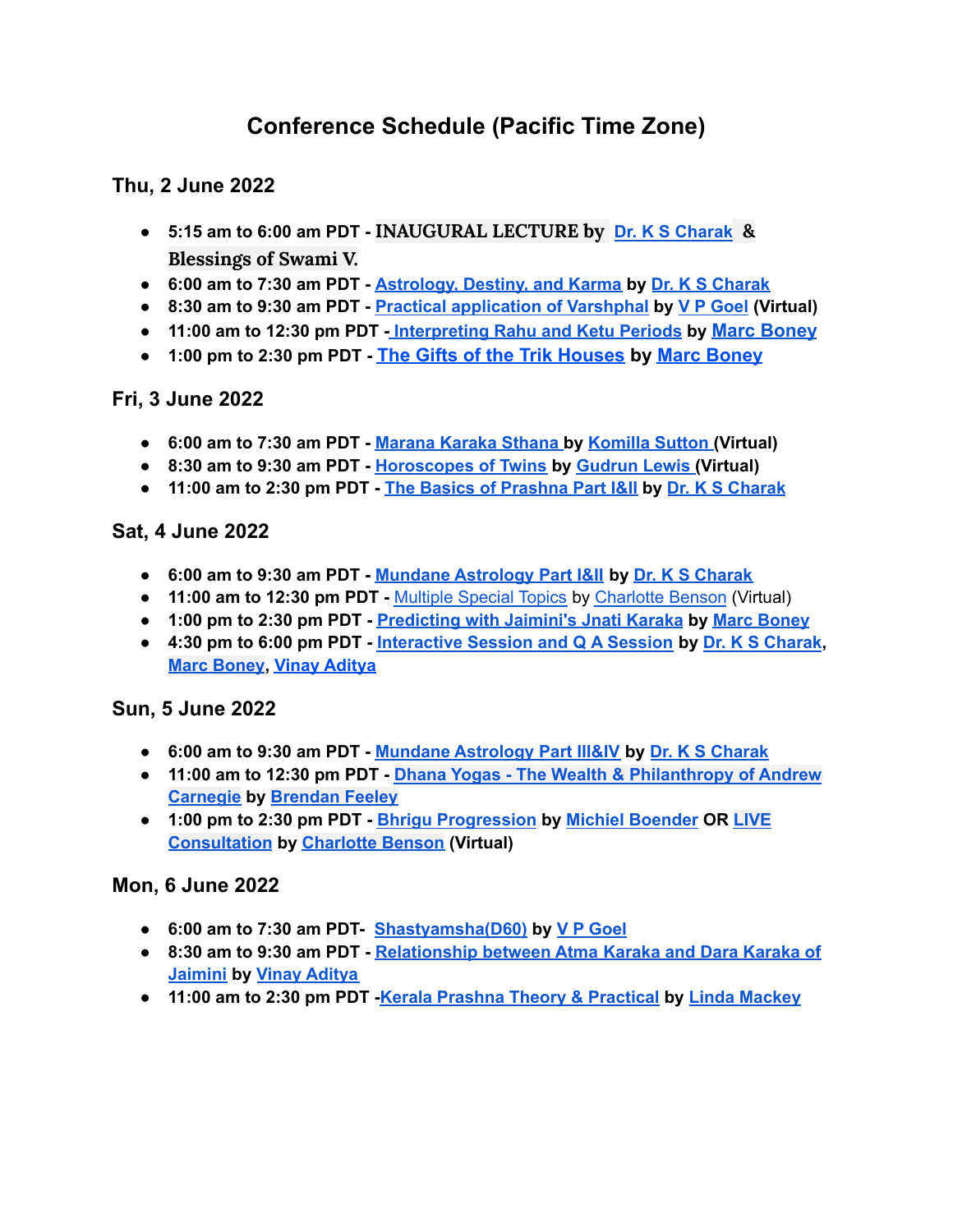# Conference Schedule (Pacific Time Zone)

## Thu, 2 June 2022

- **5:15 am to 6:00 am PDT - INAUGURAL LECTURE by Dr. K S Charak & Blessings of Swami V.**
- **6:00 am to 7:30 am PDT - Astrology, Destiny, and Karma by Dr. K S Charak**
- **8:30 am to 9:30 am PDT - Practical application of Varshphal by V P Goel (Virtual)**
- **11:00 am to 12:30 pm PDT - Interpreting Rahu and Ketu Periods by Marc Boney**
- **1:00 pm to 2:30 pm PDT - The Gifts of the Trik Houses by Marc Boney**

## Fri, 3 June 2022

- **6:00 am to 7:30 am PDT - Marana Karaka Sthana by Komilla Sutton (Virtual)**
- **8:30 am to 9:30 am PDT - Horoscopes of Twins by Gudrun Lewis (Virtual)**
- **11:00 am to 2:30 pm PDT - The Basics of Prashna Part I&II by Dr. K S Charak**

## Sat, 4 June 2022

- **6:00 am to 9:30 am PDT - Mundane Astrology Part I&II by Dr. K S Charak**
- **11:00 am to 12:30 pm PDT -** Multiple Special Topics by Charlotte Benson (Virtual)
- **1:00 pm to 2:30 pm PDT - Predicting with Jaimini's Jnati Karaka by Marc Boney**
- **4:30 pm to 6:00 pm PDT - Interactive Session and Q A Session by Dr. K S Charak, Marc Boney, Vinay Aditya**

## Sun, 5 June 2022

- **6:00 am to 9:30 am PDT - Mundane Astrology Part III&IV by Dr. K S Charak**
- **11:00 am to 12:30 pm PDT - Dhana Yogas - The Wealth & Philanthropy of Andrew Carnegie by Brendan Feeley**
- **1:00 pm to 2:30 pm PDT - Bhrigu Progression by Michiel Boender OR LIVE Consultation by Charlotte Benson (Virtual)**

## Mon, 6 June 2022

- **6:00 am to 7:30 am PDT- Shastyamsha(D60) by V P Goel**
- **8:30 am to 9:30 am PDT - Relationship between Atma Karaka and Dara Karaka of Jaimini by Vinay Aditya**
- **11:00 am to 2:30 pm PDT -Kerala Prashna Theory & Practical by Linda Mackey**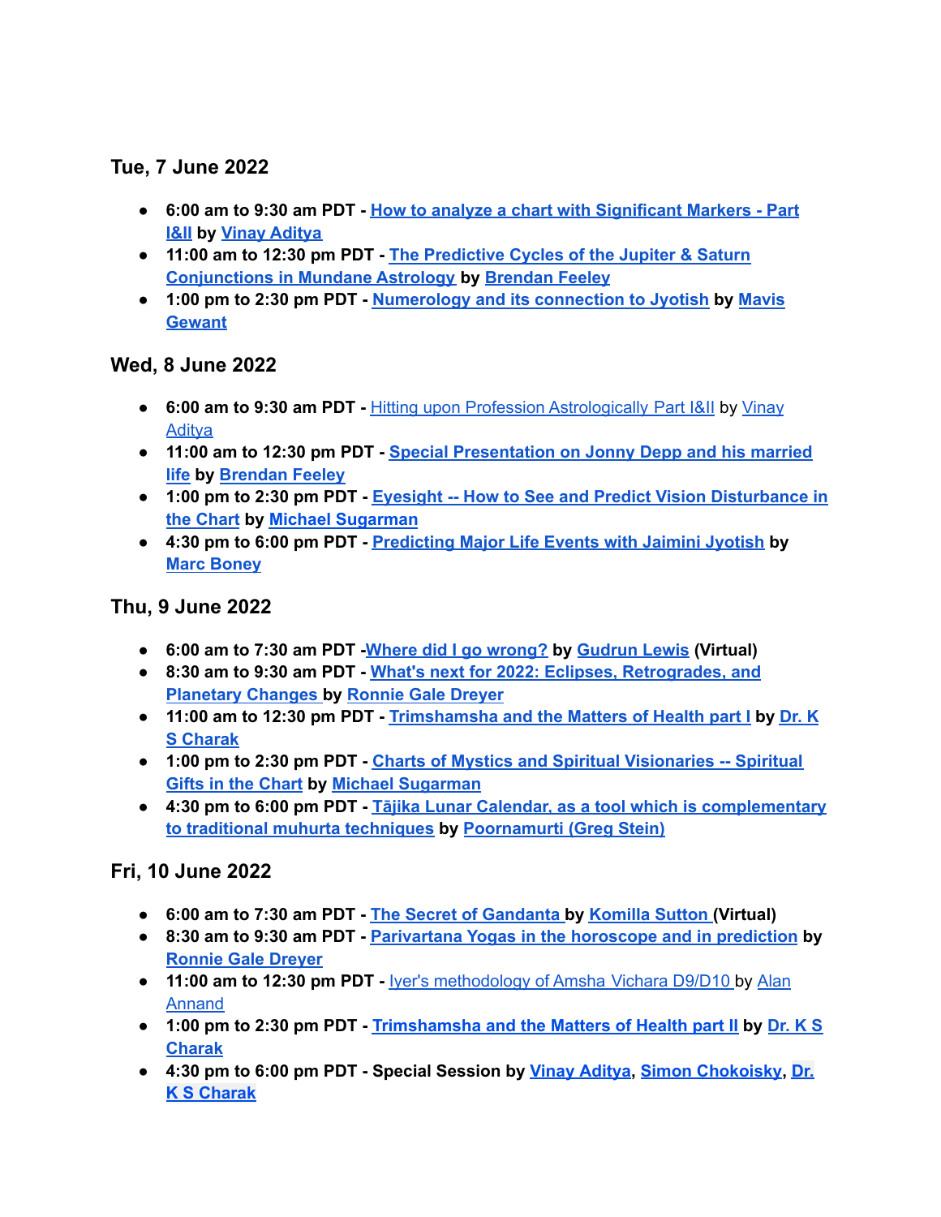### Tue, 7 June 2022

- **6:00 am to 9:30 am PDT - How to analyze a chart with Significant Markers - Part I&II by Vinay Aditya**
- **11:00 am to 12:30 pm PDT - The Predictive Cycles of the Jupiter & Saturn Conjunctions in Mundane Astrology by Brendan Feeley**
- **1:00 pm to 2:30 pm PDT - Numerology and its connection to Jyotish by Mavis Gewant**

### Wed, 8 June 2022

- **6:00 am to 9:30 am PDT -** Hitting upon Profession Astrologically Part I&II by Vinay Aditya
- **11:00 am to 12:30 pm PDT - Special Presentation on Jonny Depp and his married life by Brendan Feeley**
- **1:00 pm to 2:30 pm PDT - Eyesight -- How to See and Predict Vision Disturbance in the Chart by Michael Sugarman**
- **4:30 pm to 6:00 pm PDT - Predicting Major Life Events with Jaimini Jyotish by Marc Boney**

### Thu, 9 June 2022

- **6:00 am to 7:30 am PDT -Where did I go wrong? by Gudrun Lewis (Virtual)**
- **8:30 am to 9:30 am PDT - What's next for 2022: Eclipses, Retrogrades, and Planetary Changes by Ronnie Gale Dreyer**
- **11:00 am to 12:30 pm PDT - Trimshamsha and the Matters of Health part I by Dr. K S Charak**
- **1:00 pm to 2:30 pm PDT - Charts of Mystics and Spiritual Visionaries -- Spiritual Gifts in the Chart by Michael Sugarman**
- **4:30 pm to 6:00 pm PDT - Tājika Lunar Calendar, as a tool which is complementary to traditional muhurta techniques by Poornamurti (Greg Stein)**

### Fri, 10 June 2022

- **6:00 am to 7:30 am PDT - The Secret of Gandanta by Komilla Sutton (Virtual)**
- **8:30 am to 9:30 am PDT - Parivartana Yogas in the horoscope and in prediction by Ronnie Gale Dreyer**
- **11:00 am to 12:30 pm PDT -** Iyer's methodology of Amsha Vichara D9/D10 by Alan Annand
- **1:00 pm to 2:30 pm PDT - Trimshamsha and the Matters of Health part II by Dr. K S Charak**
- **4:30 pm to 6:00 pm PDT - Special Session by Vinay Aditya, Simon Chokoisky, Dr. K S Charak**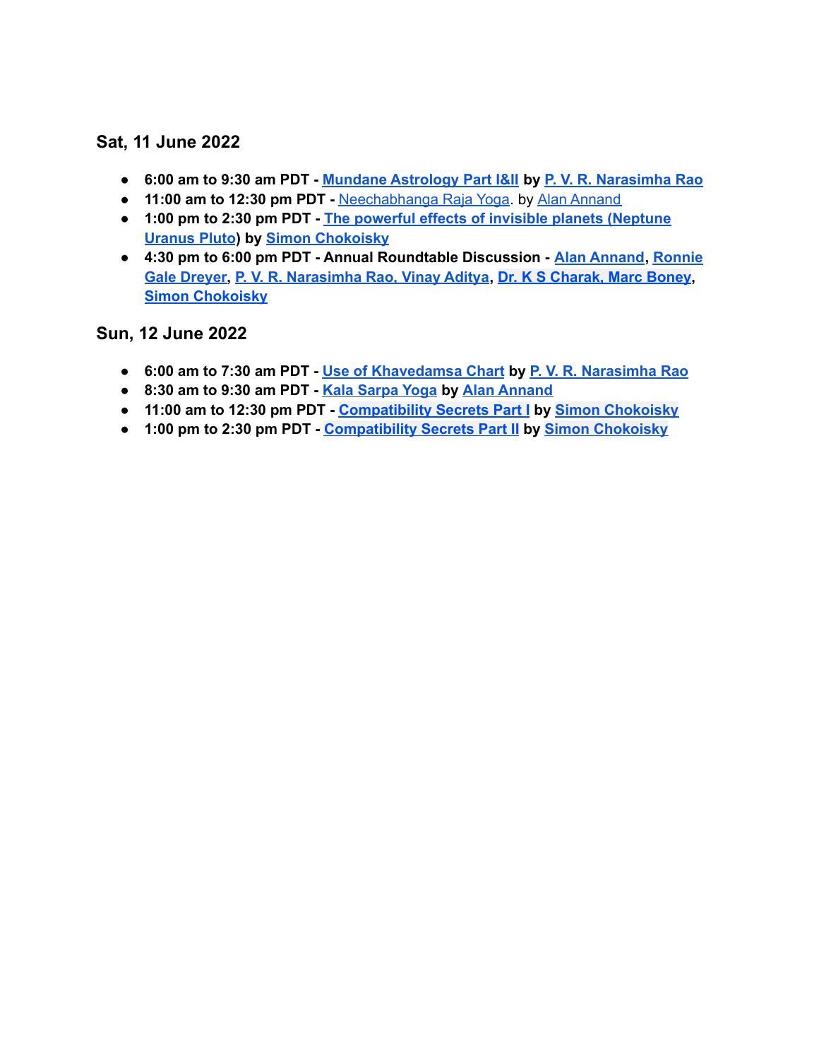### Sat, 11 June 2022

- **6:00 am to 9:30 am PDT - Mundane Astrology Part I&II by P. V. R. Narasimha Rao**
- **11:00 am to 12:30 pm PDT -** Neechabhanga Raja Yoga. by Alan Annand
- **1:00 pm to 2:30 pm PDT - The powerful effects of invisible planets (Neptune Uranus Pluto) by Simon Chokoisky**
- **4:30 pm to 6:00 pm PDT - Annual Roundtable Discussion - Alan Annand, Ronnie Gale Dreyer, P. V. R. Narasimha Rao, Vinay Aditya, Dr. K S Charak, Marc Boney, Simon Chokoisky**

### Sun, 12 June 2022

- **6:00 am to 7:30 am PDT - Use of Khavedamsa Chart by P. V. R. Narasimha Rao**
- **8:30 am to 9:30 am PDT - Kala Sarpa Yoga by Alan Annand**
- **11:00 am to 12:30 pm PDT - Compatibility Secrets Part I by Simon Chokoisky**
- **1:00 pm to 2:30 pm PDT - Compatibility Secrets Part II by Simon Chokoisky**